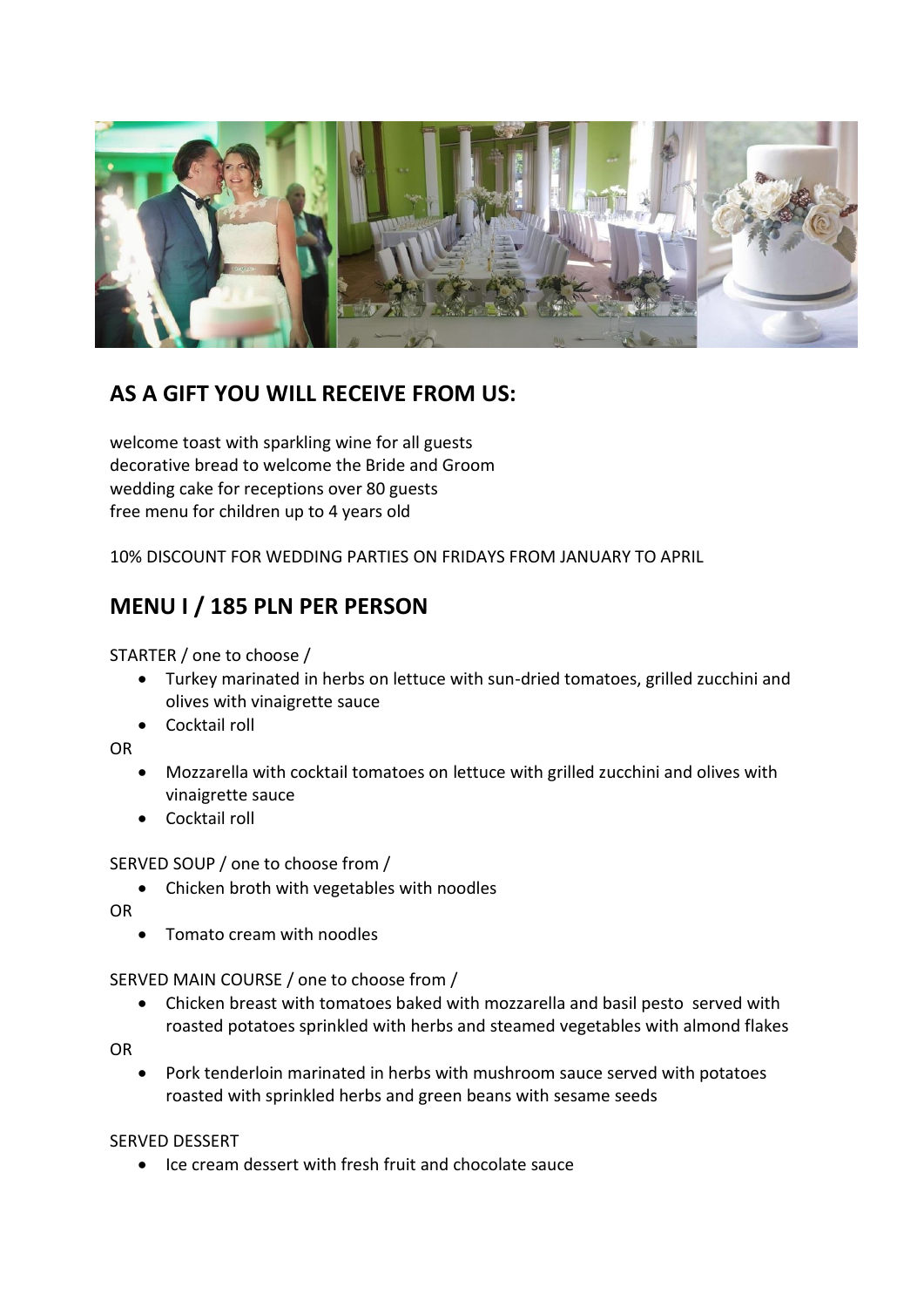## AS A GIFT YOU WILL RECEIVE FROM US:

welcome toast with sparkling wine for all guests
decorative bread to welcome the Bride and Groom
wedding cake for receptions over 80 guests
free menu for children up to 4 years old

10% DISCOUNT FOR WEDDING PARTIES ON FRIDAYS FROM JANUARY TO APRIL

## MENU I / 185 PLN PER PERSON

STARTER / one to choose /

- Turkey marinated in herbs on lettuce with sun-dried tomatoes, grilled zucchini and olives with vinaigrette sauce
- Cocktail roll

OR

- Mozzarella with cocktail tomatoes on lettuce with grilled zucchini and olives with vinaigrette sauce
- Cocktail roll

SERVED SOUP / one to choose from /

- Chicken broth with vegetables with noodles

OR

- Tomato cream with noodles

SERVED MAIN COURSE / one to choose from /

- Chicken breast with tomatoes baked with mozzarella and basil pesto served with roasted potatoes sprinkled with herbs and steamed vegetables with almond flakes

OR

- Pork tenderloin marinated in herbs with mushroom sauce served with potatoes roasted with sprinkled herbs and green beans with sesame seeds

SERVED DESSERT

- Ice cream dessert with fresh fruit and chocolate sauce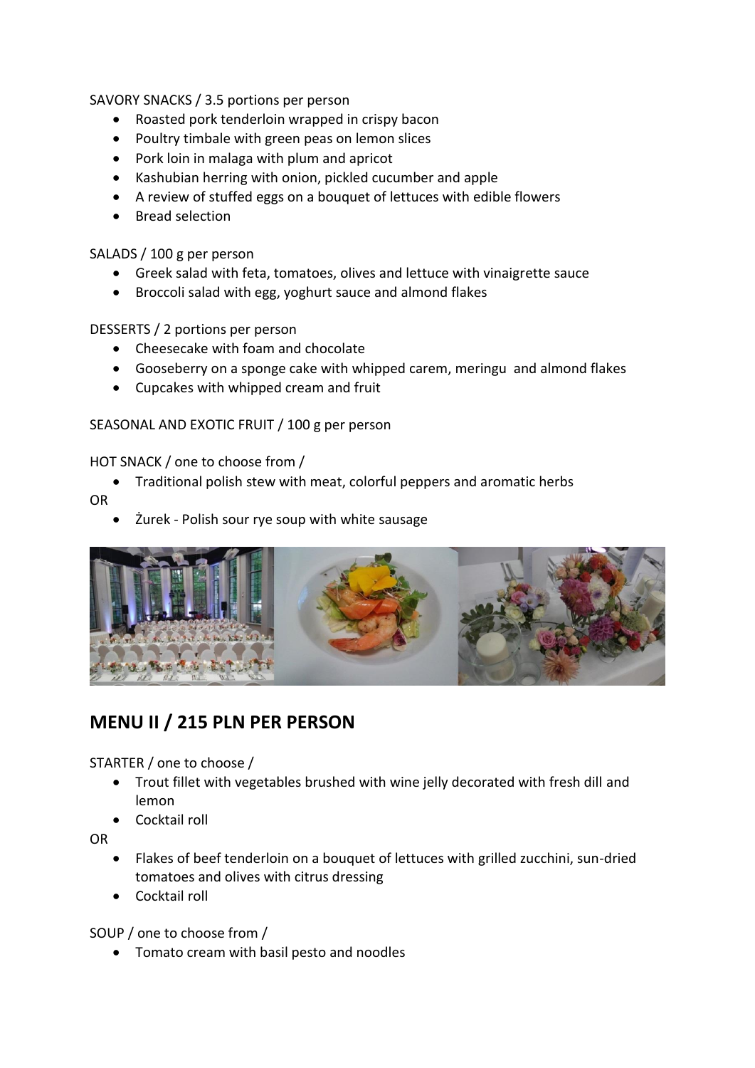SAVORY SNACKS / 3.5 portions per person

- Roasted pork tenderloin wrapped in crispy bacon
- Poultry timbale with green peas on lemon slices
- Pork loin in malaga with plum and apricot
- Kashubian herring with onion, pickled cucumber and apple
- A review of stuffed eggs on a bouquet of lettuces with edible flowers
- Bread selection

SALADS / 100 g per person

- Greek salad with feta, tomatoes, olives and lettuce with vinaigrette sauce
- Broccoli salad with egg, yoghurt sauce and almond flakes

DESSERTS / 2 portions per person

- Cheesecake with foam and chocolate
- Gooseberry on a sponge cake with whipped carem, meringu and almond flakes
- Cupcakes with whipped cream and fruit

SEASONAL AND EXOTIC FRUIT / 100 g per person

HOT SNACK / one to choose from /

- Traditional polish stew with meat, colorful peppers and aromatic herbs

OR

- Żurek - Polish sour rye soup with white sausage

## MENU II / 215 PLN PER PERSON

STARTER / one to choose /

- Trout fillet with vegetables brushed with wine jelly decorated with fresh dill and lemon
- Cocktail roll

OR

- Flakes of beef tenderloin on a bouquet of lettuces with grilled zucchini, sun-dried tomatoes and olives with citrus dressing
- Cocktail roll

SOUP / one to choose from /

- Tomato cream with basil pesto and noodles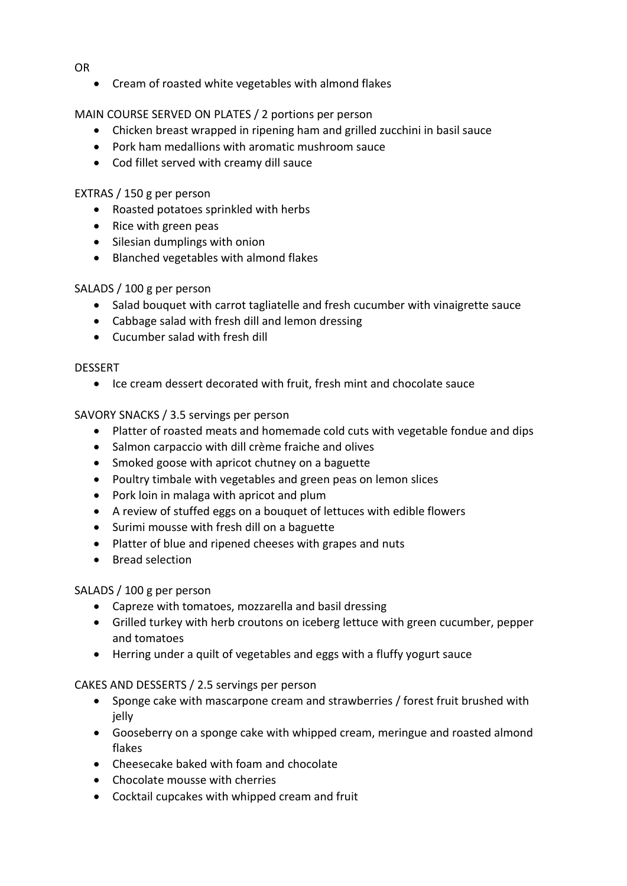OR

- Cream of roasted white vegetables with almond flakes

MAIN COURSE SERVED ON PLATES / 2 portions per person

- Chicken breast wrapped in ripening ham and grilled zucchini in basil sauce
- Pork ham medallions with aromatic mushroom sauce
- Cod fillet served with creamy dill sauce

EXTRAS / 150 g per person

- Roasted potatoes sprinkled with herbs
- Rice with green peas
- Silesian dumplings with onion
- Blanched vegetables with almond flakes

SALADS / 100 g per person

- Salad bouquet with carrot tagliatelle and fresh cucumber with vinaigrette sauce
- Cabbage salad with fresh dill and lemon dressing
- Cucumber salad with fresh dill

DESSERT

- Ice cream dessert decorated with fruit, fresh mint and chocolate sauce

SAVORY SNACKS / 3.5 servings per person

- Platter of roasted meats and homemade cold cuts with vegetable fondue and dips
- Salmon carpaccio with dill crème fraiche and olives
- Smoked goose with apricot chutney on a baguette
- Poultry timbale with vegetables and green peas on lemon slices
- Pork loin in malaga with apricot and plum
- A review of stuffed eggs on a bouquet of lettuces with edible flowers
- Surimi mousse with fresh dill on a baguette
- Platter of blue and ripened cheeses with grapes and nuts
- Bread selection

SALADS / 100 g per person

- Capreze with tomatoes, mozzarella and basil dressing
- Grilled turkey with herb croutons on iceberg lettuce with green cucumber, pepper and tomatoes
- Herring under a quilt of vegetables and eggs with a fluffy yogurt sauce

CAKES AND DESSERTS / 2.5 servings per person

- Sponge cake with mascarpone cream and strawberries / forest fruit brushed with jelly
- Gooseberry on a sponge cake with whipped cream, meringue and roasted almond flakes
- Cheesecake baked with foam and chocolate
- Chocolate mousse with cherries
- Cocktail cupcakes with whipped cream and fruit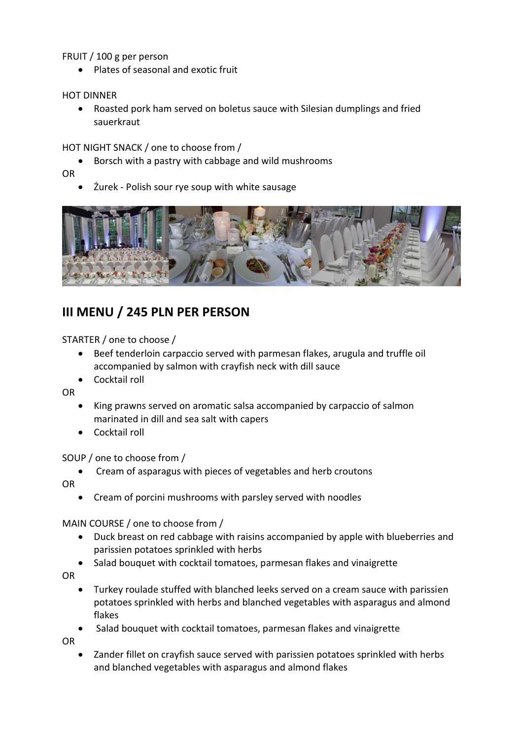FRUIT / 100 g per person

- Plates of seasonal and exotic fruit

HOT DINNER

- Roasted pork ham served on boletus sauce with Silesian dumplings and fried sauerkraut

HOT NIGHT SNACK / one to choose from /

- Borsch with a pastry with cabbage and wild mushrooms

OR

- Żurek - Polish sour rye soup with white sausage

## III MENU / 245 PLN PER PERSON

STARTER / one to choose /

- Beef tenderloin carpaccio served with parmesan flakes, arugula and truffle oil accompanied by salmon with crayfish neck with dill sauce
- Cocktail roll

OR

- King prawns served on aromatic salsa accompanied by carpaccio of salmon marinated in dill and sea salt with capers
- Cocktail roll

SOUP / one to choose from /

- Cream of asparagus with pieces of vegetables and herb croutons

OR

- Cream of porcini mushrooms with parsley served with noodles

MAIN COURSE / one to choose from /

- Duck breast on red cabbage with raisins accompanied by apple with blueberries and parissien potatoes sprinkled with herbs
- Salad bouquet with cocktail tomatoes, parmesan flakes and vinaigrette

OR

- Turkey roulade stuffed with blanched leeks served on a cream sauce with parissien potatoes sprinkled with herbs and blanched vegetables with asparagus and almond flakes
- Salad bouquet with cocktail tomatoes, parmesan flakes and vinaigrette

OR

- Zander fillet on crayfish sauce served with parissien potatoes sprinkled with herbs and blanched vegetables with asparagus and almond flakes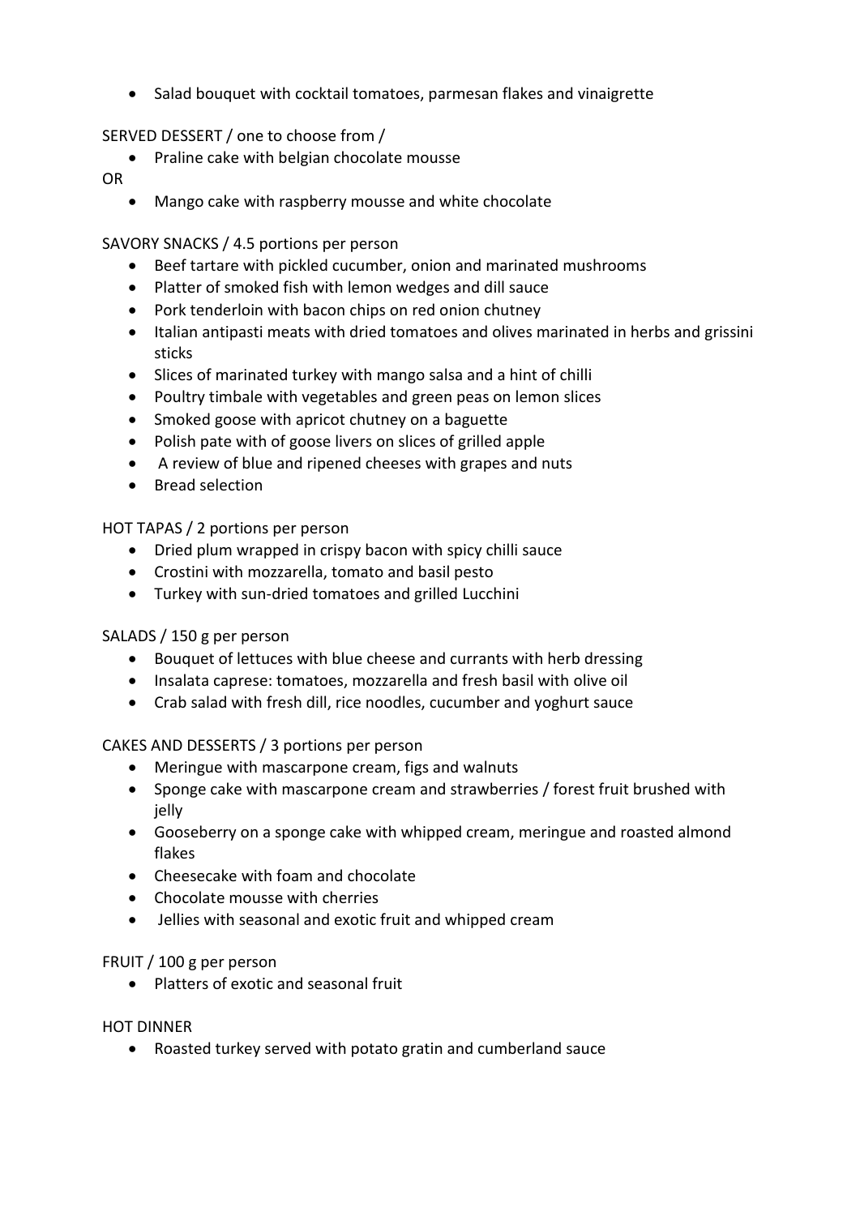- Salad bouquet with cocktail tomatoes, parmesan flakes and vinaigrette

SERVED DESSERT / one to choose from /

- Praline cake with belgian chocolate mousse

OR

- Mango cake with raspberry mousse and white chocolate

SAVORY SNACKS / 4.5 portions per person

- Beef tartare with pickled cucumber, onion and marinated mushrooms
- Platter of smoked fish with lemon wedges and dill sauce
- Pork tenderloin with bacon chips on red onion chutney
- Italian antipasti meats with dried tomatoes and olives marinated in herbs and grissini sticks
- Slices of marinated turkey with mango salsa and a hint of chilli
- Poultry timbale with vegetables and green peas on lemon slices
- Smoked goose with apricot chutney on a baguette
- Polish pate with of goose livers on slices of grilled apple
- A review of blue and ripened cheeses with grapes and nuts
- Bread selection

HOT TAPAS / 2 portions per person

- Dried plum wrapped in crispy bacon with spicy chilli sauce
- Crostini with mozzarella, tomato and basil pesto
- Turkey with sun-dried tomatoes and grilled Lucchini

SALADS / 150 g per person

- Bouquet of lettuces with blue cheese and currants with herb dressing
- Insalata caprese: tomatoes, mozzarella and fresh basil with olive oil
- Crab salad with fresh dill, rice noodles, cucumber and yoghurt sauce

CAKES AND DESSERTS / 3 portions per person

- Meringue with mascarpone cream, figs and walnuts
- Sponge cake with mascarpone cream and strawberries / forest fruit brushed with jelly
- Gooseberry on a sponge cake with whipped cream, meringue and roasted almond flakes
- Cheesecake with foam and chocolate
- Chocolate mousse with cherries
- Jellies with seasonal and exotic fruit and whipped cream

FRUIT / 100 g per person

- Platters of exotic and seasonal fruit

HOT DINNER

- Roasted turkey served with potato gratin and cumberland sauce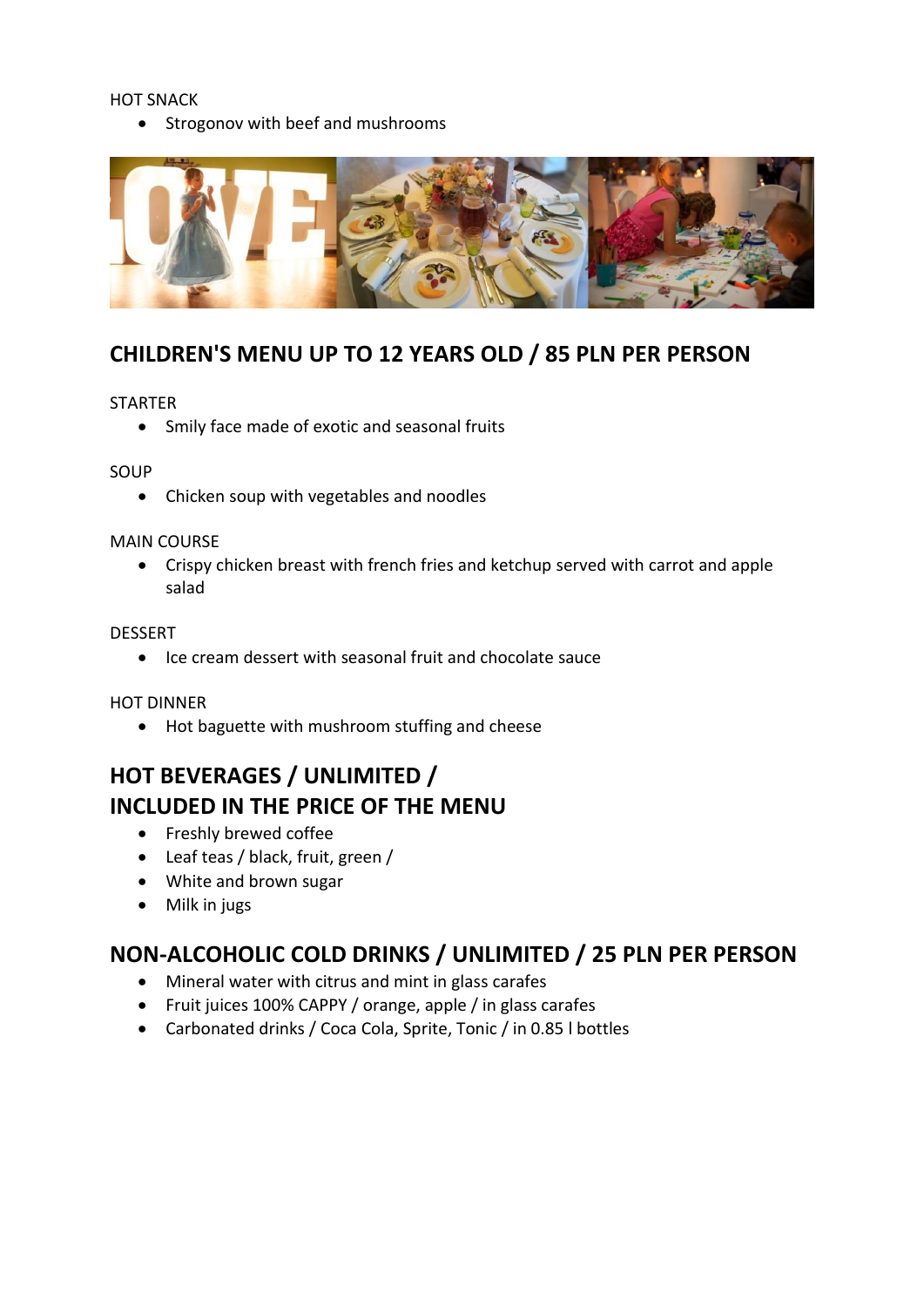HOT SNACK

- Strogonov with beef and mushrooms

## CHILDREN'S MENU UP TO 12 YEARS OLD / 85 PLN PER PERSON

STARTER

- Smily face made of exotic and seasonal fruits

SOUP

- Chicken soup with vegetables and noodles

MAIN COURSE

- Crispy chicken breast with french fries and ketchup served with carrot and apple salad

DESSERT

- Ice cream dessert with seasonal fruit and chocolate sauce

HOT DINNER

- Hot baguette with mushroom stuffing and cheese

## HOT BEVERAGES / UNLIMITED / INCLUDED IN THE PRICE OF THE MENU

- Freshly brewed coffee
- Leaf teas / black, fruit, green /
- White and brown sugar
- Milk in jugs

## NON-ALCOHOLIC COLD DRINKS / UNLIMITED / 25 PLN PER PERSON

- Mineral water with citrus and mint in glass carafes
- Fruit juices 100% CAPPY / orange, apple / in glass carafes
- Carbonated drinks / Coca Cola, Sprite, Tonic / in 0.85 l bottles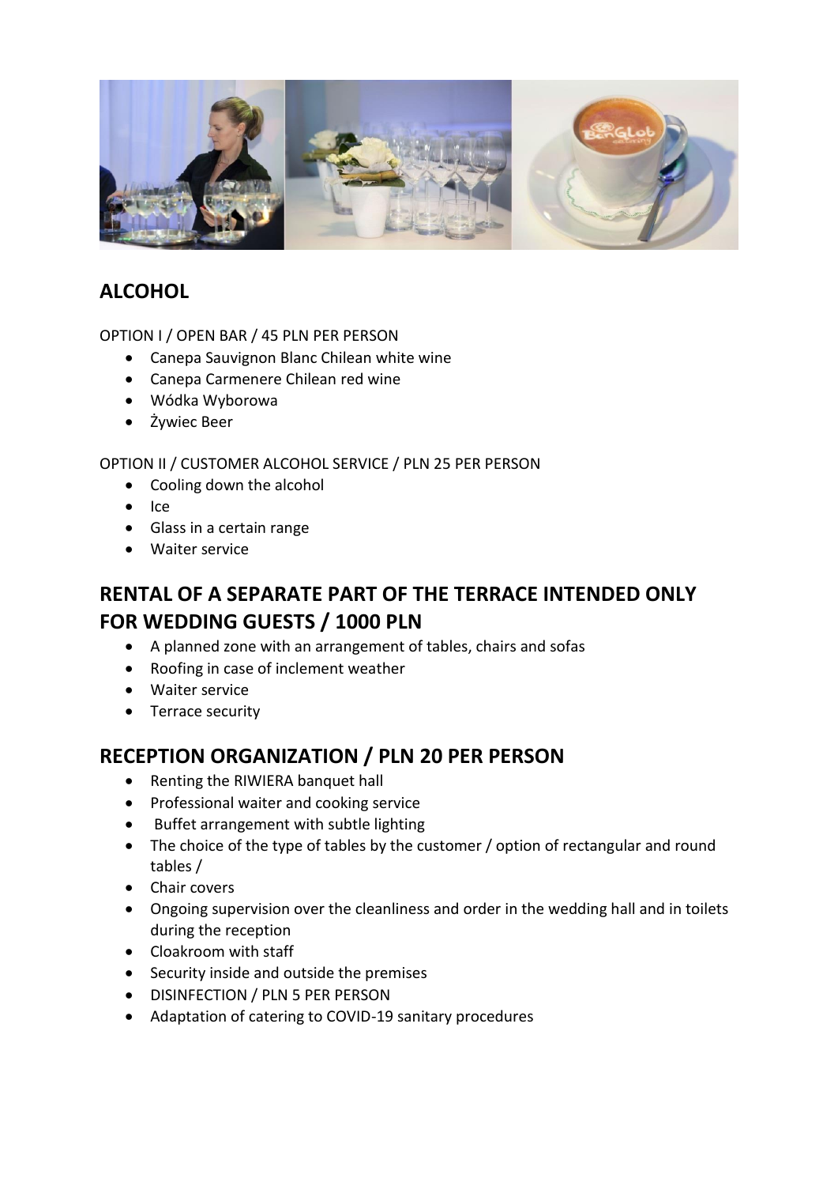## ALCOHOL

OPTION I / OPEN BAR / 45 PLN PER PERSON

- Canepa Sauvignon Blanc Chilean white wine
- Canepa Carmenere Chilean red wine
- Wódka Wyborowa
- Żywiec Beer

OPTION II / CUSTOMER ALCOHOL SERVICE / PLN 25 PER PERSON

- Cooling down the alcohol
- Ice
- Glass in a certain range
- Waiter service

## RENTAL OF A SEPARATE PART OF THE TERRACE INTENDED ONLY FOR WEDDING GUESTS / 1000 PLN

- A planned zone with an arrangement of tables, chairs and sofas
- Roofing in case of inclement weather
- Waiter service
- Terrace security

## RECEPTION ORGANIZATION / PLN 20 PER PERSON

- Renting the RIWIERA banquet hall
- Professional waiter and cooking service
- Buffet arrangement with subtle lighting
- The choice of the type of tables by the customer / option of rectangular and round tables /
- Chair covers
- Ongoing supervision over the cleanliness and order in the wedding hall and in toilets during the reception
- Cloakroom with staff
- Security inside and outside the premises
- DISINFECTION / PLN 5 PER PERSON
- Adaptation of catering to COVID-19 sanitary procedures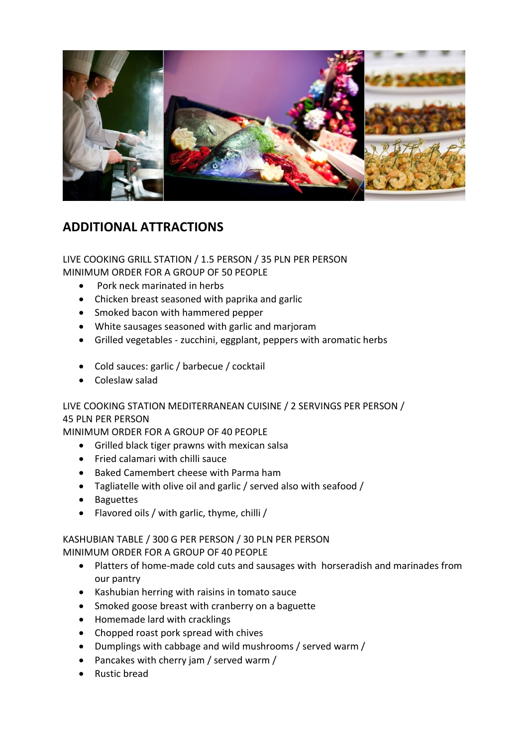## ADDITIONAL ATTRACTIONS

LIVE COOKING GRILL STATION / 1.5 PERSON / 35 PLN PER PERSON
MINIMUM ORDER FOR A GROUP OF 50 PEOPLE

- Pork neck marinated in herbs
- Chicken breast seasoned with paprika and garlic
- Smoked bacon with hammered pepper
- White sausages seasoned with garlic and marjoram
- Grilled vegetables - zucchini, eggplant, peppers with aromatic herbs

- Cold sauces: garlic / barbecue / cocktail
- Coleslaw salad

LIVE COOKING STATION MEDITERRANEAN CUISINE / 2 SERVINGS PER PERSON / 45 PLN PER PERSON
MINIMUM ORDER FOR A GROUP OF 40 PEOPLE

- Grilled black tiger prawns with mexican salsa
- Fried calamari with chilli sauce
- Baked Camembert cheese with Parma ham
- Tagliatelle with olive oil and garlic / served also with seafood /
- Baguettes
- Flavored oils / with garlic, thyme, chilli /

KASHUBIAN TABLE / 300 G PER PERSON / 30 PLN PER PERSON
MINIMUM ORDER FOR A GROUP OF 40 PEOPLE

- Platters of home-made cold cuts and sausages with horseradish and marinades from our pantry
- Kashubian herring with raisins in tomato sauce
- Smoked goose breast with cranberry on a baguette
- Homemade lard with cracklings
- Chopped roast pork spread with chives
- Dumplings with cabbage and wild mushrooms / served warm /
- Pancakes with cherry jam / served warm /
- Rustic bread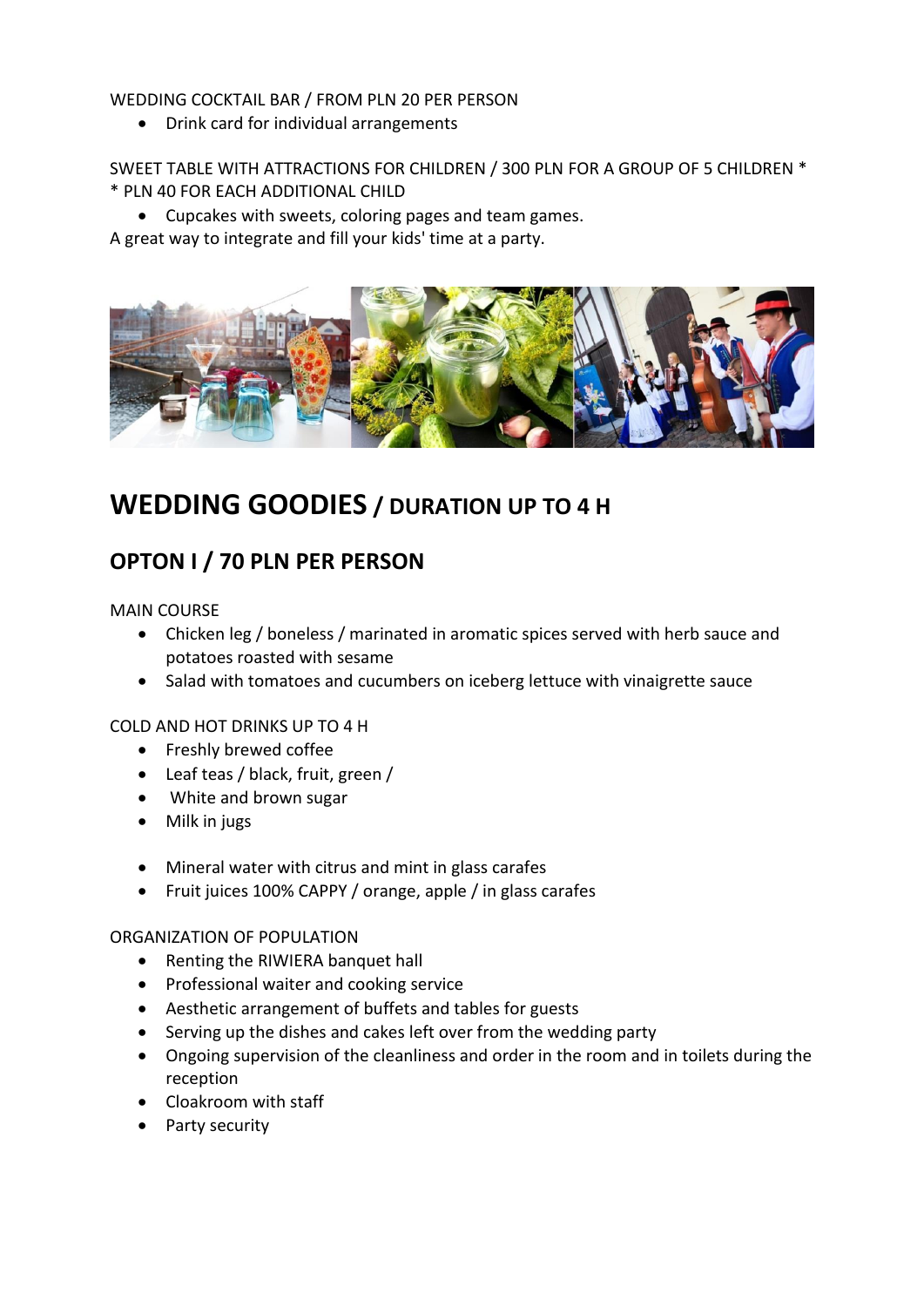WEDDING COCKTAIL BAR / FROM PLN 20 PER PERSON

- Drink card for individual arrangements

SWEET TABLE WITH ATTRACTIONS FOR CHILDREN / 300 PLN FOR A GROUP OF 5 CHILDREN * * PLN 40 FOR EACH ADDITIONAL CHILD

- Cupcakes with sweets, coloring pages and team games.

A great way to integrate and fill your kids' time at a party.

# WEDDING GOODIES / DURATION UP TO 4 H

## OPTON I / 70 PLN PER PERSON

MAIN COURSE

- Chicken leg / boneless / marinated in aromatic spices served with herb sauce and potatoes roasted with sesame
- Salad with tomatoes and cucumbers on iceberg lettuce with vinaigrette sauce

COLD AND HOT DRINKS UP TO 4 H

- Freshly brewed coffee
- Leaf teas / black, fruit, green /
- White and brown sugar
- Milk in jugs

- Mineral water with citrus and mint in glass carafes
- Fruit juices 100% CAPPY / orange, apple / in glass carafes

ORGANIZATION OF POPULATION

- Renting the RIWIERA banquet hall
- Professional waiter and cooking service
- Aesthetic arrangement of buffets and tables for guests
- Serving up the dishes and cakes left over from the wedding party
- Ongoing supervision of the cleanliness and order in the room and in toilets during the reception
- Cloakroom with staff
- Party security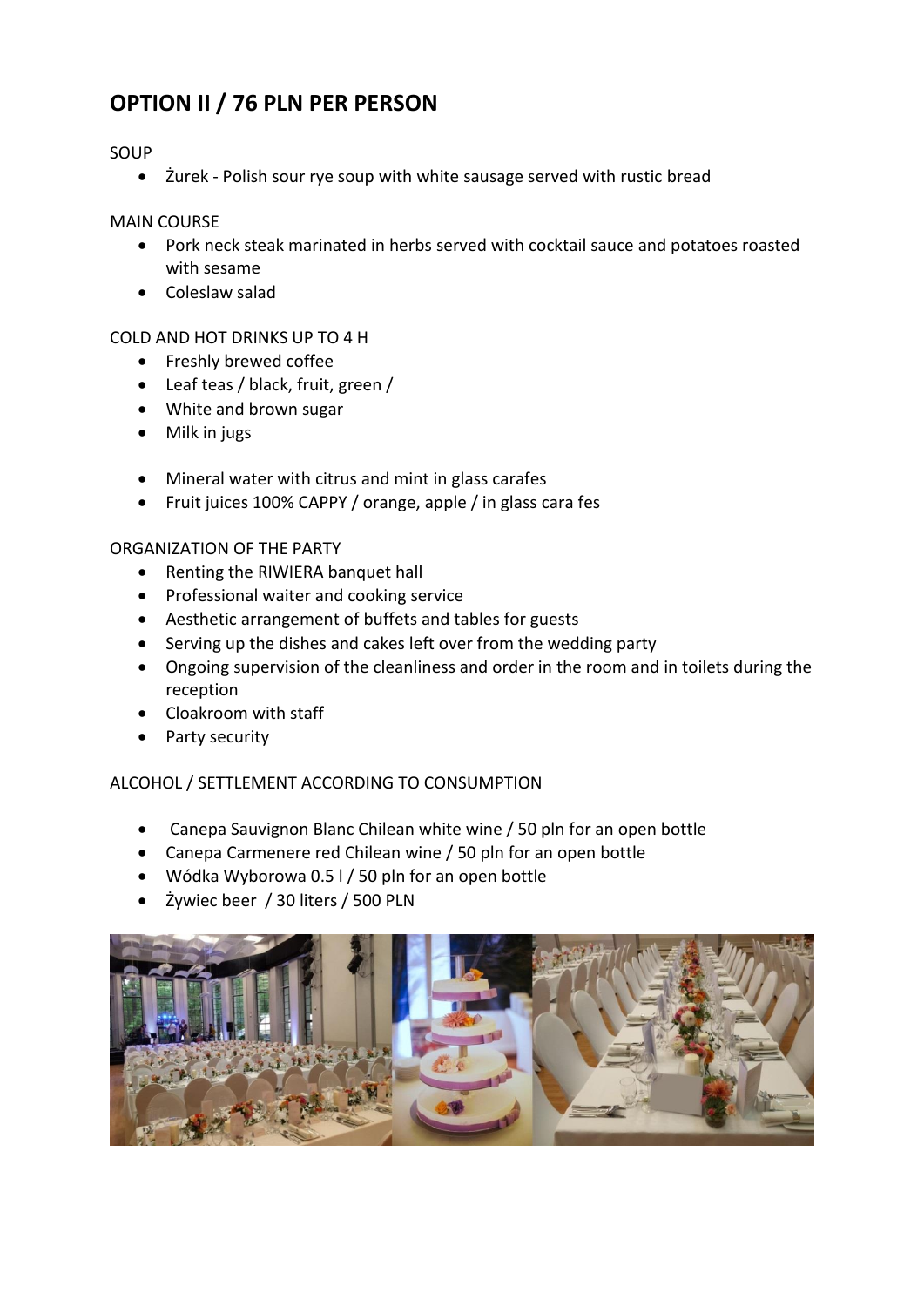## OPTION II / 76 PLN PER PERSON

SOUP

- Żurek - Polish sour rye soup with white sausage served with rustic bread

MAIN COURSE

- Pork neck steak marinated in herbs served with cocktail sauce and potatoes roasted with sesame
- Coleslaw salad

COLD AND HOT DRINKS UP TO 4 H

- Freshly brewed coffee
- Leaf teas / black, fruit, green /
- White and brown sugar
- Milk in jugs

- Mineral water with citrus and mint in glass carafes
- Fruit juices 100% CAPPY / orange, apple / in glass cara fes

ORGANIZATION OF THE PARTY

- Renting the RIWIERA banquet hall
- Professional waiter and cooking service
- Aesthetic arrangement of buffets and tables for guests
- Serving up the dishes and cakes left over from the wedding party
- Ongoing supervision of the cleanliness and order in the room and in toilets during the reception
- Cloakroom with staff
- Party security

ALCOHOL / SETTLEMENT ACCORDING TO CONSUMPTION

- Canepa Sauvignon Blanc Chilean white wine / 50 pln for an open bottle
- Canepa Carmenere red Chilean wine / 50 pln for an open bottle
- Wódka Wyborowa 0.5 l / 50 pln for an open bottle
- Żywiec beer / 30 liters / 500 PLN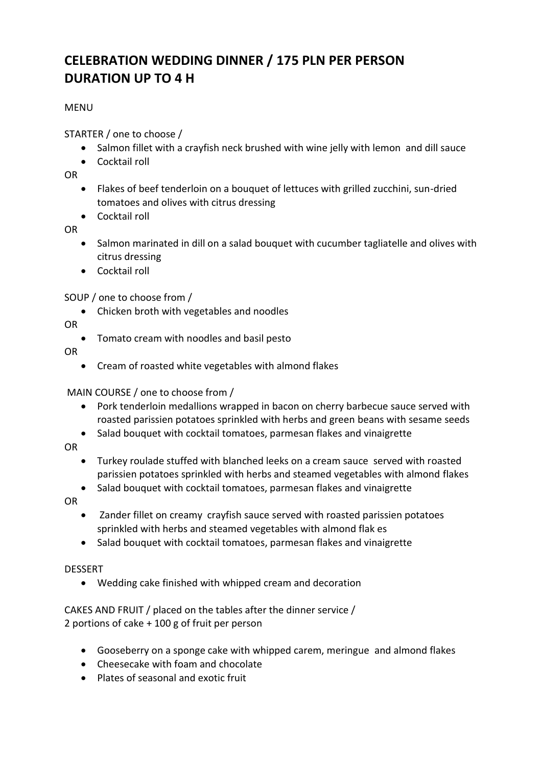# CELEBRATION WEDDING DINNER / 175 PLN PER PERSON
# DURATION UP TO 4 H

MENU

STARTER / one to choose /

- Salmon fillet with a crayfish neck brushed with wine jelly with lemon and dill sauce
- Cocktail roll

OR

- Flakes of beef tenderloin on a bouquet of lettuces with grilled zucchini, sun-dried tomatoes and olives with citrus dressing
- Cocktail roll

OR

- Salmon marinated in dill on a salad bouquet with cucumber tagliatelle and olives with citrus dressing
- Cocktail roll

SOUP / one to choose from /

- Chicken broth with vegetables and noodles

OR

- Tomato cream with noodles and basil pesto

OR

- Cream of roasted white vegetables with almond flakes

MAIN COURSE / one to choose from /

- Pork tenderloin medallions wrapped in bacon on cherry barbecue sauce served with roasted parissien potatoes sprinkled with herbs and green beans with sesame seeds
- Salad bouquet with cocktail tomatoes, parmesan flakes and vinaigrette

OR

- Turkey roulade stuffed with blanched leeks on a cream sauce served with roasted parissien potatoes sprinkled with herbs and steamed vegetables with almond flakes
- Salad bouquet with cocktail tomatoes, parmesan flakes and vinaigrette

OR

- Zander fillet on creamy crayfish sauce served with roasted parissien potatoes sprinkled with herbs and steamed vegetables with almond flak es
- Salad bouquet with cocktail tomatoes, parmesan flakes and vinaigrette

DESSERT

- Wedding cake finished with whipped cream and decoration

CAKES AND FRUIT / placed on the tables after the dinner service /
2 portions of cake + 100 g of fruit per person

- Gooseberry on a sponge cake with whipped carem, meringue and almond flakes
- Cheesecake with foam and chocolate
- Plates of seasonal and exotic fruit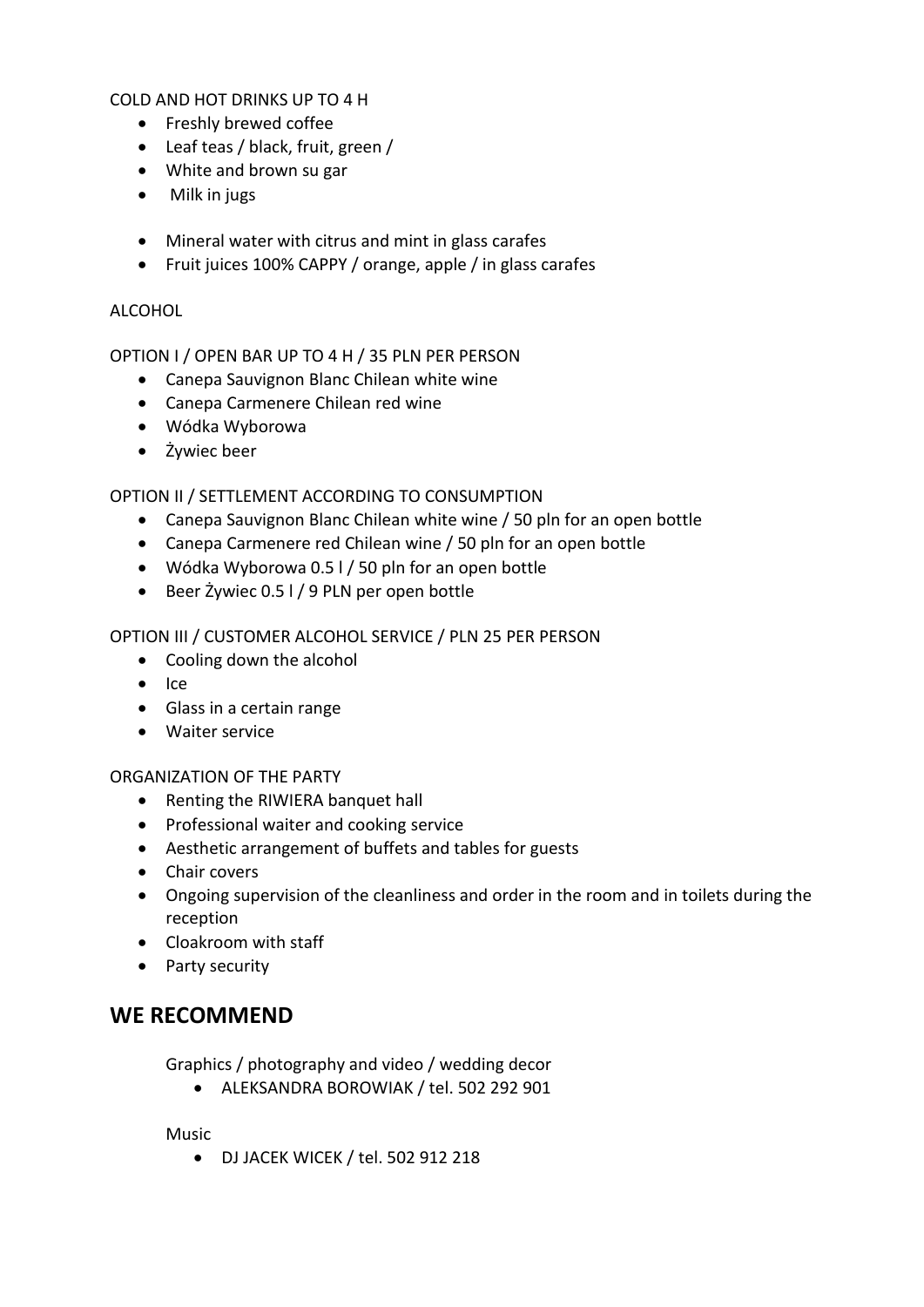COLD AND HOT DRINKS UP TO 4 H

- Freshly brewed coffee
- Leaf teas / black, fruit, green /
- White and brown su gar
- Milk in jugs

- Mineral water with citrus and mint in glass carafes
- Fruit juices 100% CAPPY / orange, apple / in glass carafes

ALCOHOL

OPTION I / OPEN BAR UP TO 4 H / 35 PLN PER PERSON

- Canepa Sauvignon Blanc Chilean white wine
- Canepa Carmenere Chilean red wine
- Wódka Wyborowa
- Żywiec beer

OPTION II / SETTLEMENT ACCORDING TO CONSUMPTION

- Canepa Sauvignon Blanc Chilean white wine / 50 pln for an open bottle
- Canepa Carmenere red Chilean wine / 50 pln for an open bottle
- Wódka Wyborowa 0.5 l / 50 pln for an open bottle
- Beer Żywiec 0.5 l / 9 PLN per open bottle

OPTION III / CUSTOMER ALCOHOL SERVICE / PLN 25 PER PERSON

- Cooling down the alcohol
- Ice
- Glass in a certain range
- Waiter service

ORGANIZATION OF THE PARTY

- Renting the RIWIERA banquet hall
- Professional waiter and cooking service
- Aesthetic arrangement of buffets and tables for guests
- Chair covers
- Ongoing supervision of the cleanliness and order in the room and in toilets during the reception
- Cloakroom with staff
- Party security

## WE RECOMMEND

Graphics / photography and video / wedding decor

- ALEKSANDRA BOROWIAK / tel. 502 292 901

Music

- DJ JACEK WICEK / tel. 502 912 218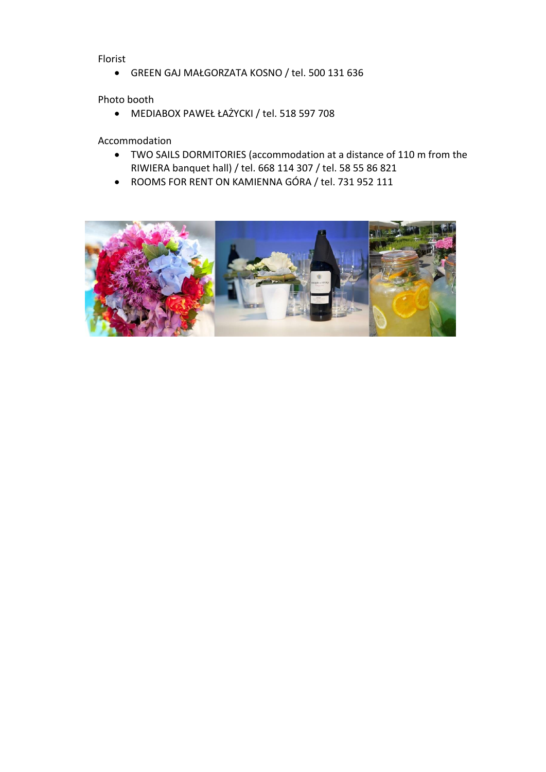Florist

- GREEN GAJ MAŁGORZATA KOSNO / tel. 500 131 636

Photo booth

- MEDIABOX PAWEŁ ŁAŻYCKI / tel. 518 597 708

Accommodation

- TWO SAILS DORMITORIES (accommodation at a distance of 110 m from the RIWIERA banquet hall) / tel. 668 114 307 / tel. 58 55 86 821
- ROOMS FOR RENT ON KAMIENNA GÓRA / tel. 731 952 111